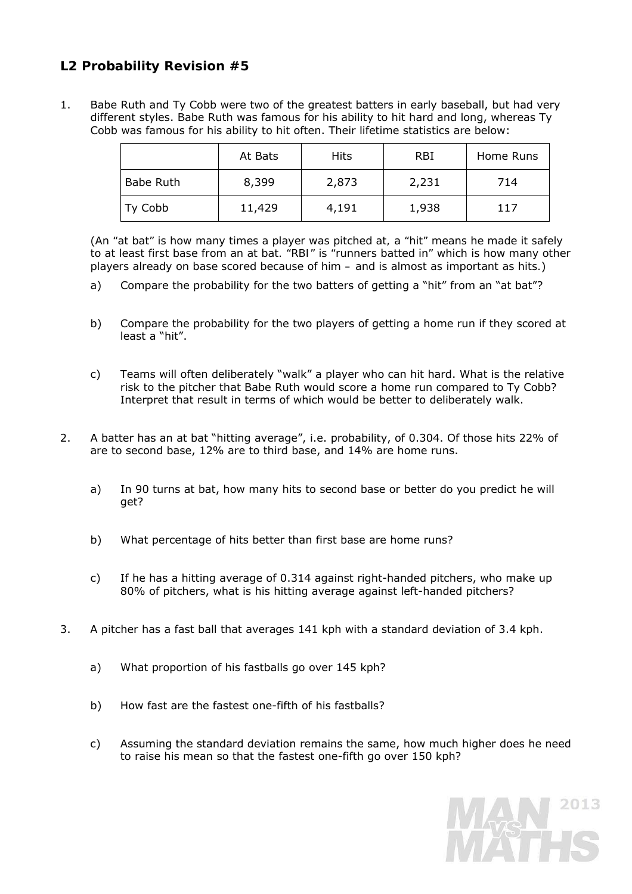# L2 Probability Revision #5

1. Babe Ruth and Ty Cobb were two of the greatest batters in early baseball, but had very different styles. Babe Ruth was famous for his ability to hit hard and long, whereas Ty Cobb was famous for his ability to hit often. Their lifetime statistics are below:

| | At Bats | Hits | RBI | Home Runs |
|---|---|---|---|---|
| Babe Ruth | 8,399 | 2,873 | 2,231 | 714 |
| Ty Cobb | 11,429 | 4,191 | 1,938 | 117 |

(An "at bat" is how many times a player was pitched at, a "hit" means he made it safely to at least first base from an at bat. "RBI" is "runners batted in" which is how many other players already on base scored because of him – and is almost as important as hits.)

   a) Compare the probability for the two batters of getting a "hit" from an "at bat"?

   b) Compare the probability for the two players of getting a home run if they scored at least a "hit".

   c) Teams will often deliberately "walk" a player who can hit hard. What is the relative risk to the pitcher that Babe Ruth would score a home run compared to Ty Cobb? Interpret that result in terms of which would be better to deliberately walk.

2. A batter has an at bat "hitting average", i.e. probability, of 0.304. Of those hits 22% of are to second base, 12% are to third base, and 14% are home runs.

   a) In 90 turns at bat, how many hits to second base or better do you predict he will get?

   b) What percentage of hits better than first base are home runs?

   c) If he has a hitting average of 0.314 against right-handed pitchers, who make up 80% of pitchers, what is his hitting average against left-handed pitchers?

3. A pitcher has a fast ball that averages 141 kph with a standard deviation of 3.4 kph.

   a) What proportion of his fastballs go over 145 kph?

   b) How fast are the fastest one-fifth of his fastballs?

   c) Assuming the standard deviation remains the same, how much higher does he need to raise his mean so that the fastest one-fifth go over 150 kph?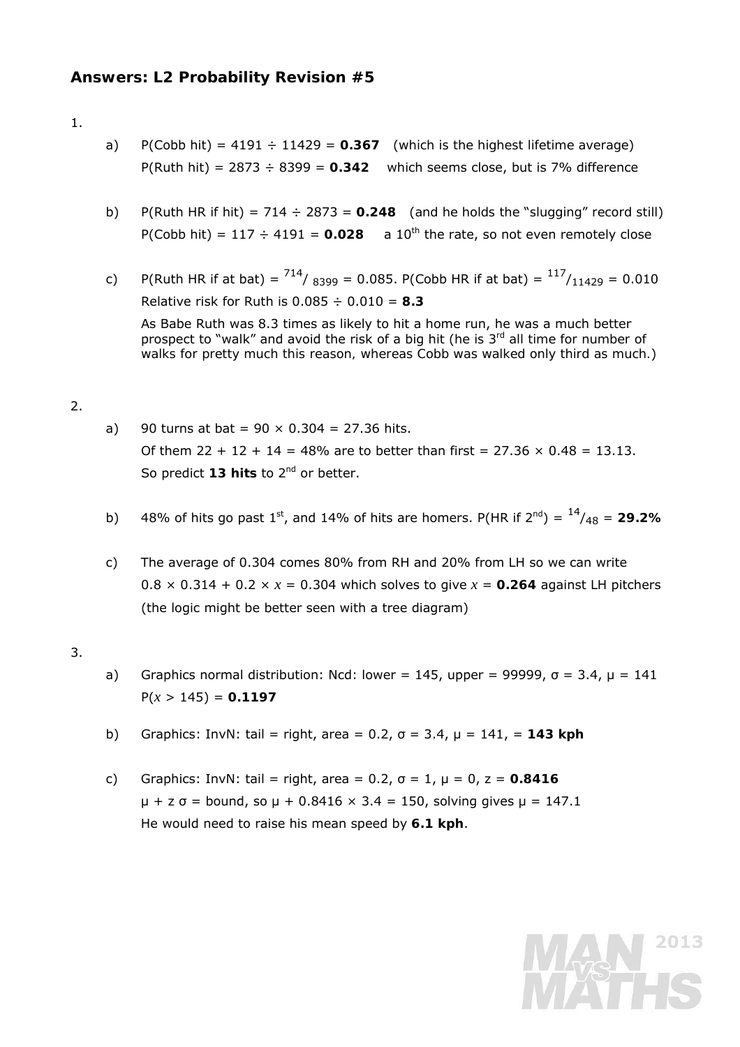## Answers: L2 Probability Revision #5

1.

a) P(Cobb hit) = 4191 ÷ 11429 = **0.367** (which is the highest lifetime average)
P(Ruth hit) = 2873 ÷ 8399 = **0.342** which seems close, but is 7% difference

b) P(Ruth HR if hit) = 714 ÷ 2873 = **0.248** (and he holds the "slugging" record still)
P(Cobb hit) = 117 ÷ 4191 = **0.028** a 10th the rate, so not even remotely close

c) P(Ruth HR if at bat) = $^{714}/_{8399}$ = 0.085. P(Cobb HR if at bat) = $^{117}/_{11429}$ = 0.010
Relative risk for Ruth is 0.085 ÷ 0.010 = **8.3**
As Babe Ruth was 8.3 times as likely to hit a home run, he was a much better prospect to "walk" and avoid the risk of a big hit (he is 3rd all time for number of walks for pretty much this reason, whereas Cobb was walked only third as much.)

2.

a) 90 turns at bat = 90 × 0.304 = 27.36 hits.
Of them 22 + 12 + 14 = 48% are to better than first = 27.36 × 0.48 = 13.13.
So predict **13 hits** to 2nd or better.

b) 48% of hits go past 1st, and 14% of hits are homers. P(HR if 2nd) = $^{14}/_{48}$ = **29.2%**

c) The average of 0.304 comes 80% from RH and 20% from LH so we can write
0.8 × 0.314 + 0.2 × $x$ = 0.304 which solves to give $x$ = **0.264** against LH pitchers
(the logic might be better seen with a tree diagram)

3.

a) Graphics normal distribution: Ncd: lower = 145, upper = 99999, σ = 3.4, μ = 141
P($x$ > 145) = **0.1197**

b) Graphics: InvN: tail = right, area = 0.2, σ = 3.4, μ = 141, = **143 kph**

c) Graphics: InvN: tail = right, area = 0.2, σ = 1, μ = 0, z = **0.8416**
μ + z σ = bound, so μ + 0.8416 × 3.4 = 150, solving gives μ = 147.1
He would need to raise his mean speed by **6.1 kph**.